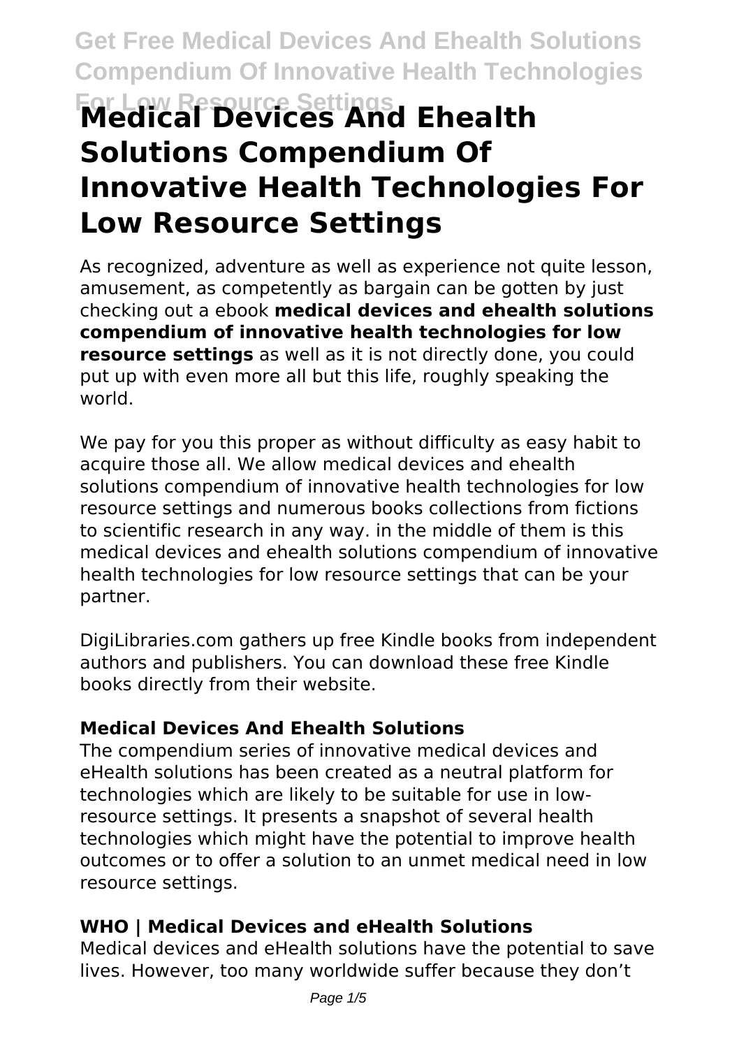# Medical Devices And Ehealth Solutions Compendium Of Innovative Health Technologies For Low Resource Settings

As recognized, adventure as well as experience not quite lesson, amusement, as competently as bargain can be gotten by just checking out a ebook **medical devices and ehealth solutions compendium of innovative health technologies for low resource settings** as well as it is not directly done, you could put up with even more all but this life, roughly speaking the world.

We pay for you this proper as without difficulty as easy habit to acquire those all. We allow medical devices and ehealth solutions compendium of innovative health technologies for low resource settings and numerous books collections from fictions to scientific research in any way. in the middle of them is this medical devices and ehealth solutions compendium of innovative health technologies for low resource settings that can be your partner.

DigiLibraries.com gathers up free Kindle books from independent authors and publishers. You can download these free Kindle books directly from their website.

### Medical Devices And Ehealth Solutions

The compendium series of innovative medical devices and eHealth solutions has been created as a neutral platform for technologies which are likely to be suitable for use in low-resource settings. It presents a snapshot of several health technologies which might have the potential to improve health outcomes or to offer a solution to an unmet medical need in low resource settings.

### WHO | Medical Devices and eHealth Solutions

Medical devices and eHealth solutions have the potential to save lives. However, too many worldwide suffer because they don't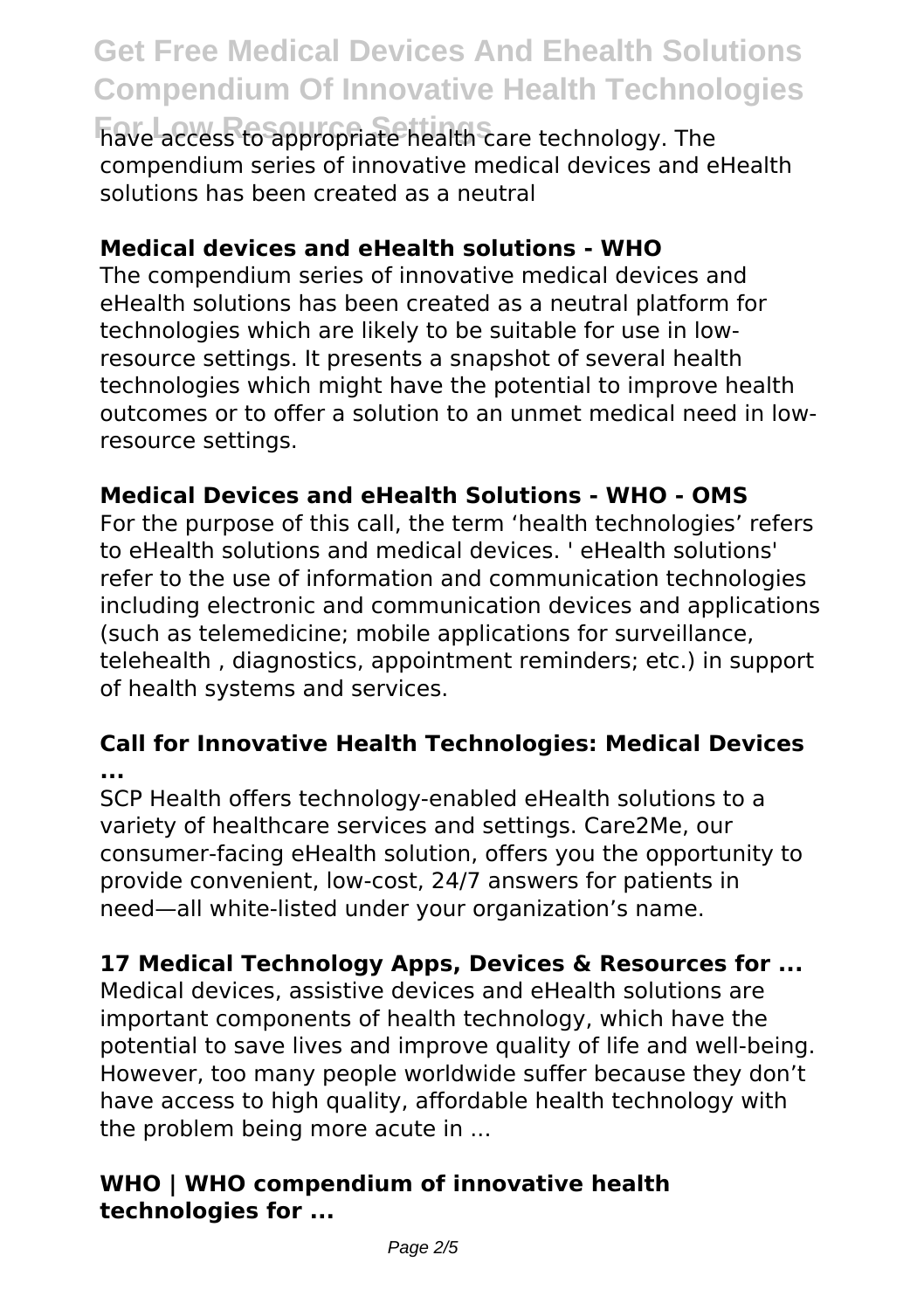have access to appropriate health care technology. The compendium series of innovative medical devices and eHealth solutions has been created as a neutral

### Medical devices and eHealth solutions - WHO

The compendium series of innovative medical devices and eHealth solutions has been created as a neutral platform for technologies which are likely to be suitable for use in low-resource settings. It presents a snapshot of several health technologies which might have the potential to improve health outcomes or to offer a solution to an unmet medical need in low-resource settings.

### Medical Devices and eHealth Solutions - WHO - OMS

For the purpose of this call, the term 'health technologies' refers to eHealth solutions and medical devices. ' eHealth solutions' refer to the use of information and communication technologies including electronic and communication devices and applications (such as telemedicine; mobile applications for surveillance, telehealth , diagnostics, appointment reminders; etc.) in support of health systems and services.

### Call for Innovative Health Technologies: Medical Devices ...

SCP Health offers technology-enabled eHealth solutions to a variety of healthcare services and settings. Care2Me, our consumer-facing eHealth solution, offers you the opportunity to provide convenient, low-cost, 24/7 answers for patients in need—all white-listed under your organization's name.

### 17 Medical Technology Apps, Devices & Resources for ...

Medical devices, assistive devices and eHealth solutions are important components of health technology, which have the potential to save lives and improve quality of life and well-being. However, too many people worldwide suffer because they don't have access to high quality, affordable health technology with the problem being more acute in ...

### WHO | WHO compendium of innovative health technologies for ...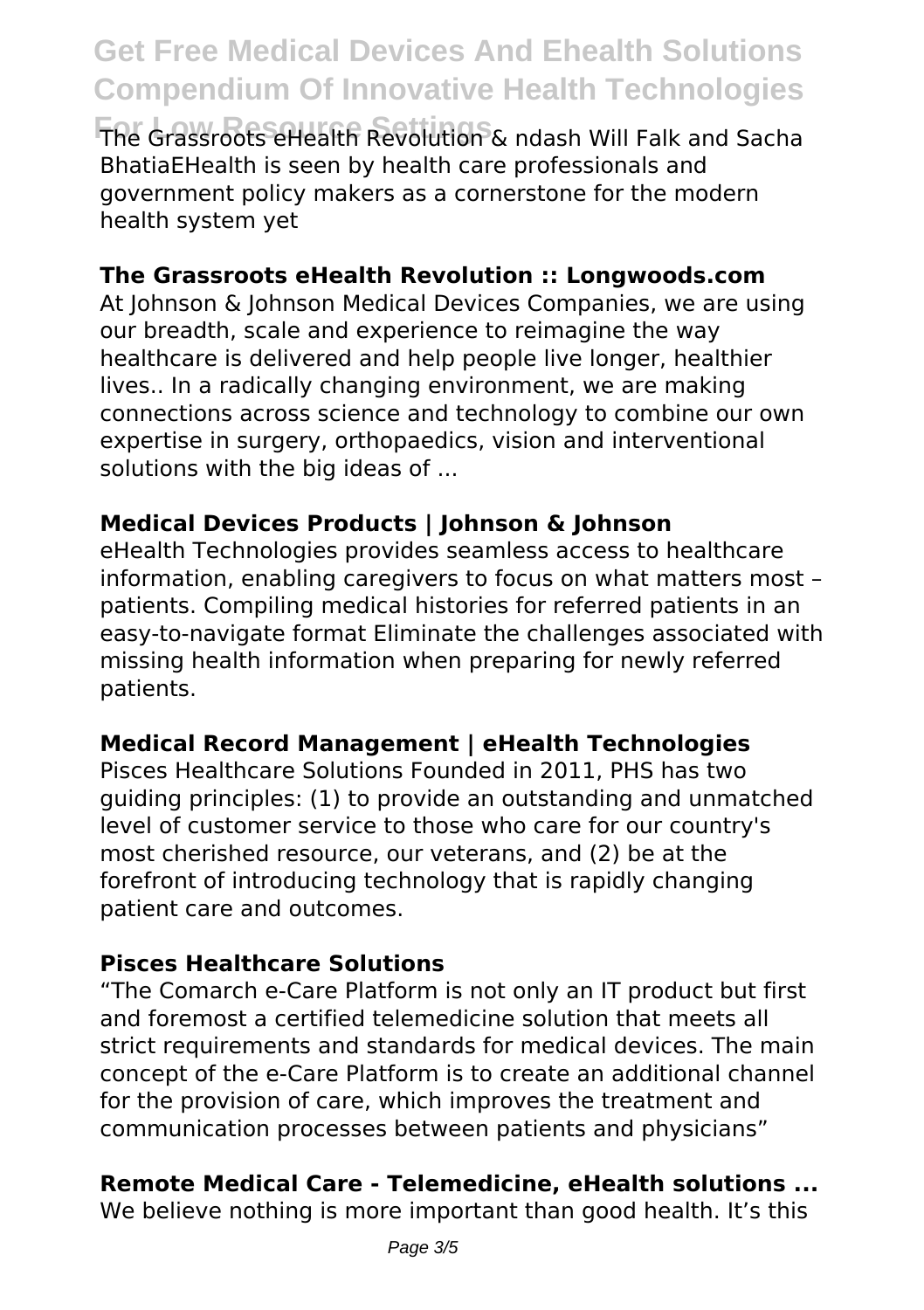The Grassroots eHealth Revolution & ndash Will Falk and Sacha BhatiaEHealth is seen by health care professionals and government policy makers as a cornerstone for the modern health system yet

**The Grassroots eHealth Revolution :: Longwoods.com**

At Johnson & Johnson Medical Devices Companies, we are using our breadth, scale and experience to reimagine the way healthcare is delivered and help people live longer, healthier lives.. In a radically changing environment, we are making connections across science and technology to combine our own expertise in surgery, orthopaedics, vision and interventional solutions with the big ideas of ...

**Medical Devices Products | Johnson & Johnson**

eHealth Technologies provides seamless access to healthcare information, enabling caregivers to focus on what matters most – patients. Compiling medical histories for referred patients in an easy-to-navigate format Eliminate the challenges associated with missing health information when preparing for newly referred patients.

**Medical Record Management | eHealth Technologies**

Pisces Healthcare Solutions Founded in 2011, PHS has two guiding principles: (1) to provide an outstanding and unmatched level of customer service to those who care for our country's most cherished resource, our veterans, and (2) be at the forefront of introducing technology that is rapidly changing patient care and outcomes.

**Pisces Healthcare Solutions**

"The Comarch e-Care Platform is not only an IT product but first and foremost a certified telemedicine solution that meets all strict requirements and standards for medical devices. The main concept of the e-Care Platform is to create an additional channel for the provision of care, which improves the treatment and communication processes between patients and physicians"

**Remote Medical Care - Telemedicine, eHealth solutions ...**

We believe nothing is more important than good health. It's this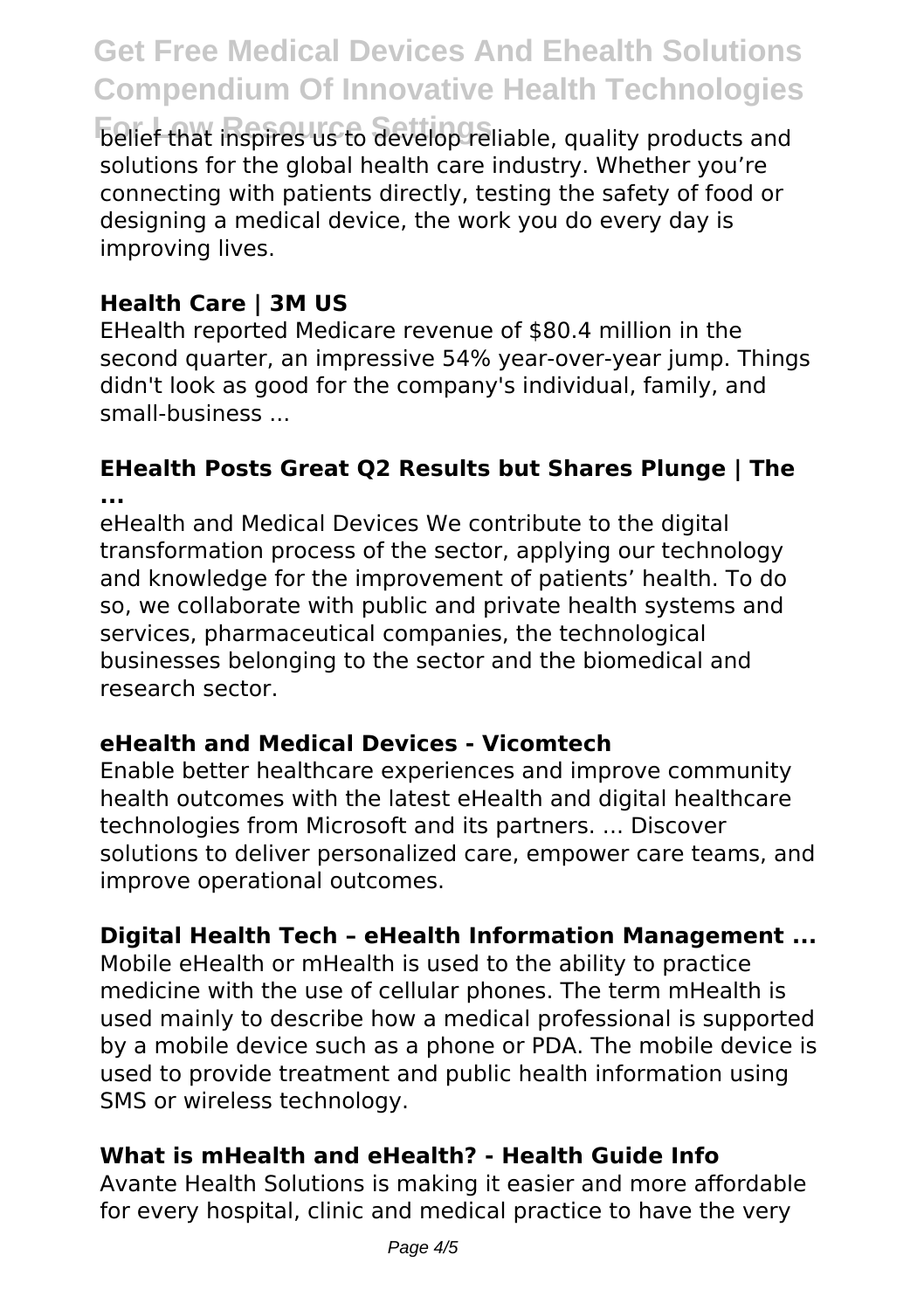belief that inspires us to develop reliable, quality products and solutions for the global health care industry. Whether you're connecting with patients directly, testing the safety of food or designing a medical device, the work you do every day is improving lives.

### Health Care | 3M US

EHealth reported Medicare revenue of $80.4 million in the second quarter, an impressive 54% year-over-year jump. Things didn't look as good for the company's individual, family, and small-business ...

### EHealth Posts Great Q2 Results but Shares Plunge | The ...

eHealth and Medical Devices We contribute to the digital transformation process of the sector, applying our technology and knowledge for the improvement of patients' health. To do so, we collaborate with public and private health systems and services, pharmaceutical companies, the technological businesses belonging to the sector and the biomedical and research sector.

### eHealth and Medical Devices - Vicomtech

Enable better healthcare experiences and improve community health outcomes with the latest eHealth and digital healthcare technologies from Microsoft and its partners. ... Discover solutions to deliver personalized care, empower care teams, and improve operational outcomes.

### Digital Health Tech – eHealth Information Management ...

Mobile eHealth or mHealth is used to the ability to practice medicine with the use of cellular phones. The term mHealth is used mainly to describe how a medical professional is supported by a mobile device such as a phone or PDA. The mobile device is used to provide treatment and public health information using SMS or wireless technology.

### What is mHealth and eHealth? - Health Guide Info

Avante Health Solutions is making it easier and more affordable for every hospital, clinic and medical practice to have the very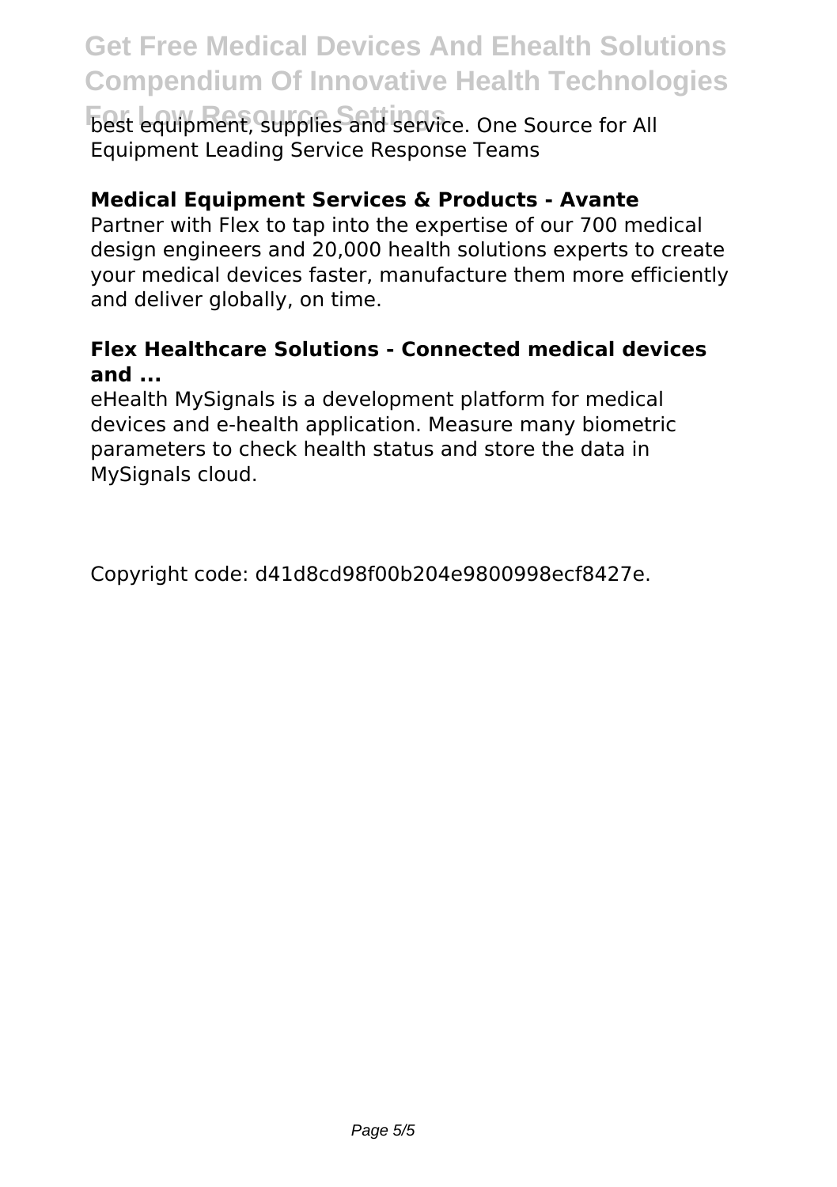best equipment, supplies and service. One Source for All Equipment Leading Service Response Teams

**Medical Equipment Services & Products - Avante**

Partner with Flex to tap into the expertise of our 700 medical design engineers and 20,000 health solutions experts to create your medical devices faster, manufacture them more efficiently and deliver globally, on time.

**Flex Healthcare Solutions - Connected medical devices and ...**

eHealth MySignals is a development platform for medical devices and e-health application. Measure many biometric parameters to check health status and store the data in MySignals cloud.

Copyright code: d41d8cd98f00b204e9800998ecf8427e.